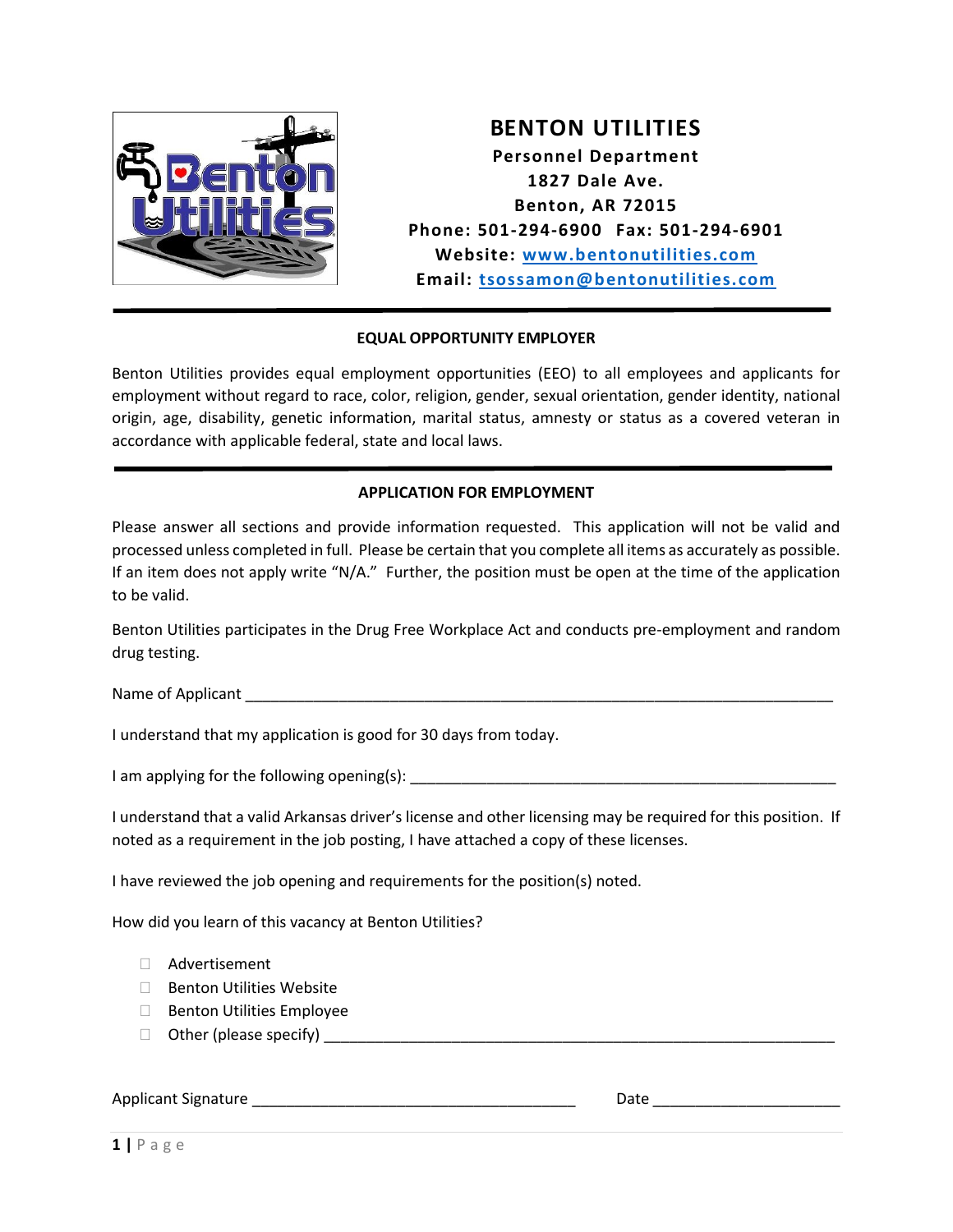# BENTON UTILITIES

**Personnel Department**
**1827 Dale Ave.**
**Benton, AR 72015**
**Phone: 501-294-6900  Fax: 501-294-6901**
**Website: www.bentonutilities.com**
**Email: tsossamon@bentonutilities.com**

---

## EQUAL OPPORTUNITY EMPLOYER

Benton Utilities provides equal employment opportunities (EEO) to all employees and applicants for employment without regard to race, color, religion, gender, sexual orientation, gender identity, national origin, age, disability, genetic information, marital status, amnesty or status as a covered veteran in accordance with applicable federal, state and local laws.

---

## APPLICATION FOR EMPLOYMENT

Please answer all sections and provide information requested. This application will not be valid and processed unless completed in full. Please be certain that you complete all items as accurately as possible. If an item does not apply write "N/A." Further, the position must be open at the time of the application to be valid.

Benton Utilities participates in the Drug Free Workplace Act and conducts pre-employment and random drug testing.

Name of Applicant ______________________________________________________________________

I understand that my application is good for 30 days from today.

I am applying for the following opening(s): ____________________________________________________

I understand that a valid Arkansas driver's license and other licensing may be required for this position. If noted as a requirement in the job posting, I have attached a copy of these licenses.

I have reviewed the job opening and requirements for the position(s) noted.

How did you learn of this vacancy at Benton Utilities?

- ☐ Advertisement
- ☐ Benton Utilities Website
- ☐ Benton Utilities Employee
- ☐ Other (please specify) __________________________________________________________

Applicant Signature ____________________________________  Date _____________________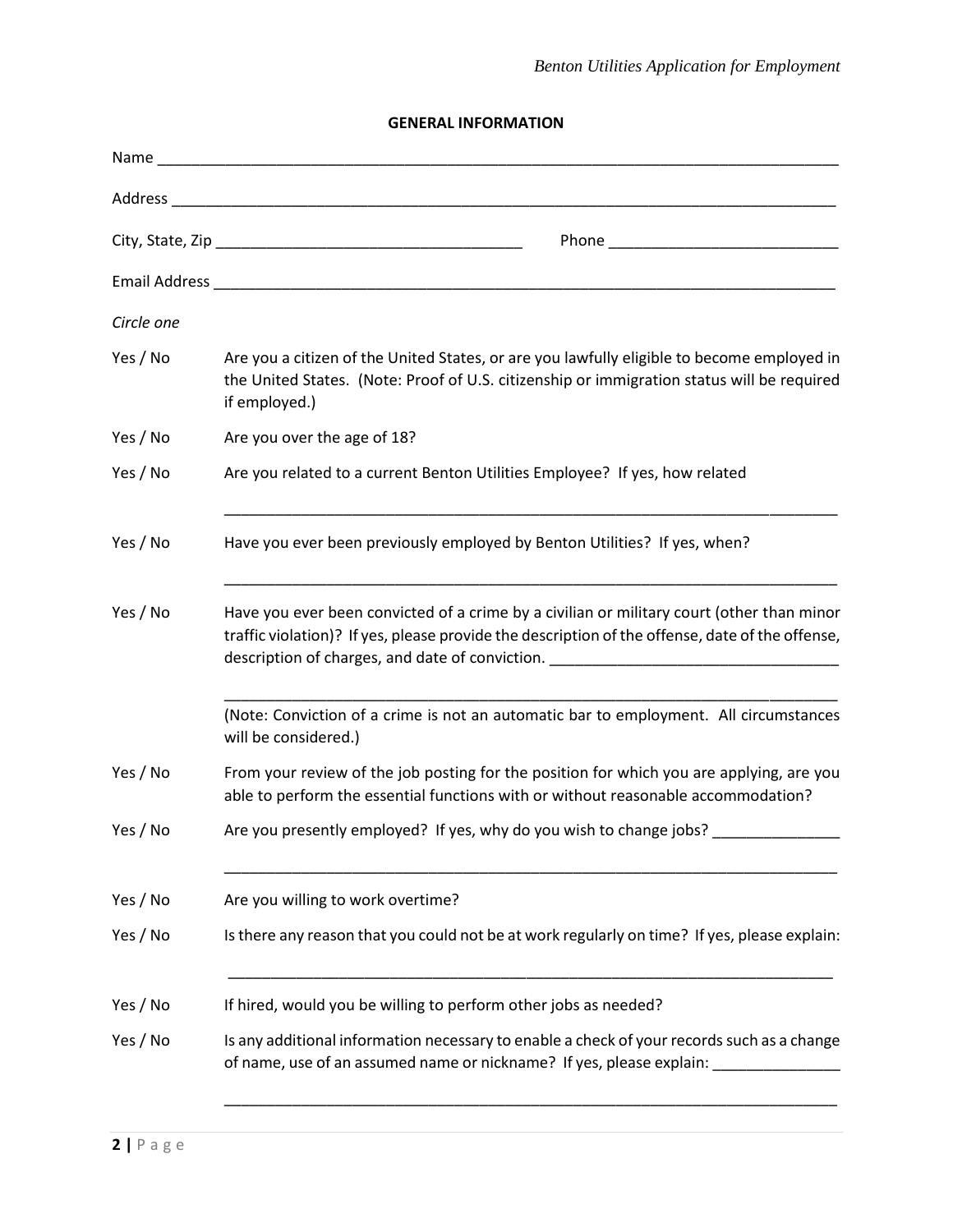## GENERAL INFORMATION

Name ___________________________________________________________________________

Address _________________________________________________________________________

City, State, Zip ___________________________________ Phone ___________________________

Email Address ____________________________________________________________________

*Circle one*

Yes / No Are you a citizen of the United States, or are you lawfully eligible to become employed in the United States. (Note: Proof of U.S. citizenship or immigration status will be required if employed.)

Yes / No Are you over the age of 18?

Yes / No Are you related to a current Benton Utilities Employee? If yes, how related

___________________________________________________________________________

Yes / No Have you ever been previously employed by Benton Utilities? If yes, when?

___________________________________________________________________________

Yes / No Have you ever been convicted of a crime by a civilian or military court (other than minor traffic violation)? If yes, please provide the description of the offense, date of the offense, description of charges, and date of conviction. _________________________________

___________________________________________________________________________

(Note: Conviction of a crime is not an automatic bar to employment. All circumstances will be considered.)

Yes / No From your review of the job posting for the position for which you are applying, are you able to perform the essential functions with or without reasonable accommodation?

Yes / No Are you presently employed? If yes, why do you wish to change jobs? _______________

___________________________________________________________________________

Yes / No Are you willing to work overtime?

Yes / No Is there any reason that you could not be at work regularly on time? If yes, please explain:

___________________________________________________________________________

Yes / No If hired, would you be willing to perform other jobs as needed?

Yes / No Is any additional information necessary to enable a check of your records such as a change of name, use of an assumed name or nickname? If yes, please explain: _______________

___________________________________________________________________________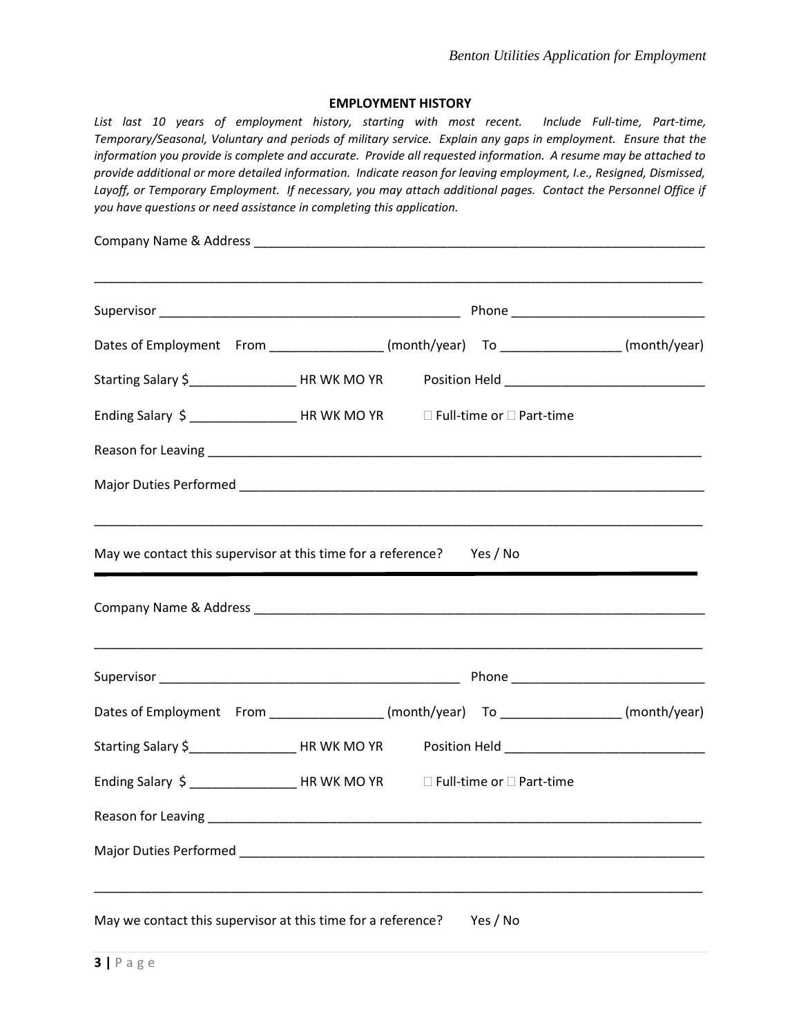## EMPLOYMENT HISTORY

*List last 10 years of employment history, starting with most recent. Include Full-time, Part-time, Temporary/Seasonal, Voluntary and periods of military service. Explain any gaps in employment. Ensure that the information you provide is complete and accurate. Provide all requested information. A resume may be attached to provide additional or more detailed information. Indicate reason for leaving employment, I.e., Resigned, Dismissed, Layoff, or Temporary Employment. If necessary, you may attach additional pages. Contact the Personnel Office if you have questions or need assistance in completing this application.*

Company Name & Address _______________________________________________________________

_____________________________________________________________________________________

Supervisor ________________________________________ Phone __________________________

Dates of Employment From _______________ (month/year) To ________________ (month/year)

Starting Salary $_______________ HR WK MO YR Position Held ___________________________

Ending Salary $ _______________ HR WK MO YR ☐ Full-time or ☐ Part-time

Reason for Leaving ____________________________________________________________________

Major Duties Performed ________________________________________________________________

_____________________________________________________________________________________

May we contact this supervisor at this time for a reference? Yes / No

---

Company Name & Address _______________________________________________________________

_____________________________________________________________________________________

Supervisor ________________________________________ Phone __________________________

Dates of Employment From _______________ (month/year) To ________________ (month/year)

Starting Salary $_______________ HR WK MO YR Position Held ___________________________

Ending Salary $ _______________ HR WK MO YR ☐ Full-time or ☐ Part-time

Reason for Leaving ____________________________________________________________________

Major Duties Performed ________________________________________________________________

_____________________________________________________________________________________

May we contact this supervisor at this time for a reference? Yes / No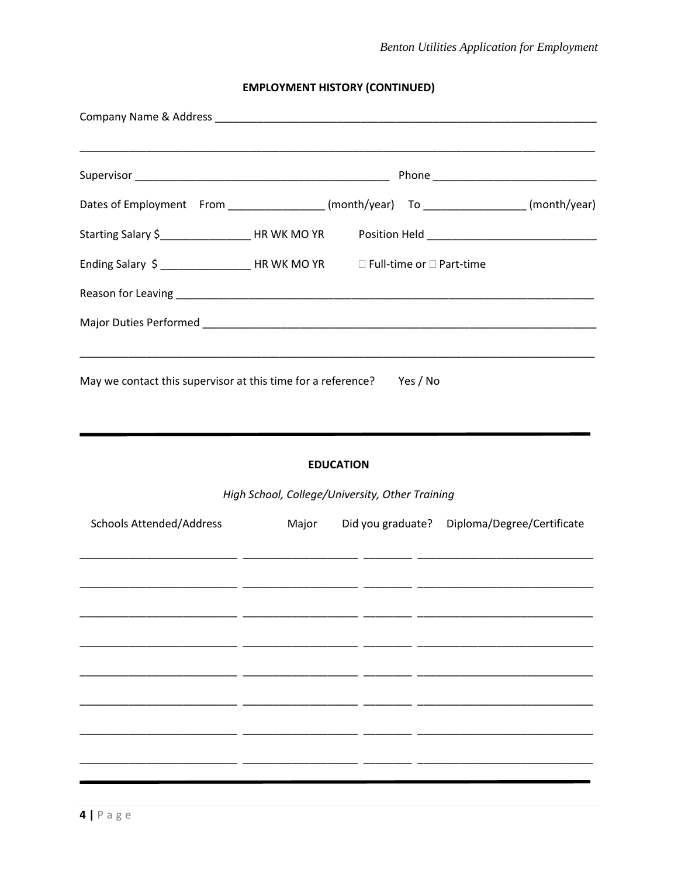## EMPLOYMENT HISTORY (CONTINUED)

Company Name & Address ___________________________________________________________________

_____________________________________________________________________________________

Supervisor ____________________________________________ Phone ___________________________

Dates of Employment From ________________ (month/year) To _________________ (month/year)

Starting Salary $________________ HR WK MO YR Position Held ____________________________

Ending Salary $ ________________ HR WK MO YR ☐ Full-time or ☐ Part-time

Reason for Leaving _________________________________________________________________________

Major Duties Performed _____________________________________________________________________

_____________________________________________________________________________________

May we contact this supervisor at this time for a reference? Yes / No

---

## EDUCATION

*High School, College/University, Other Training*

| Schools Attended/Address | Major | Did you graduate? | Diploma/Degree/Certificate |
|---|---|---|---|
| | | | |
| | | | |
| | | | |
| | | | |
| | | | |
| | | | |
| | | | |
| | | | |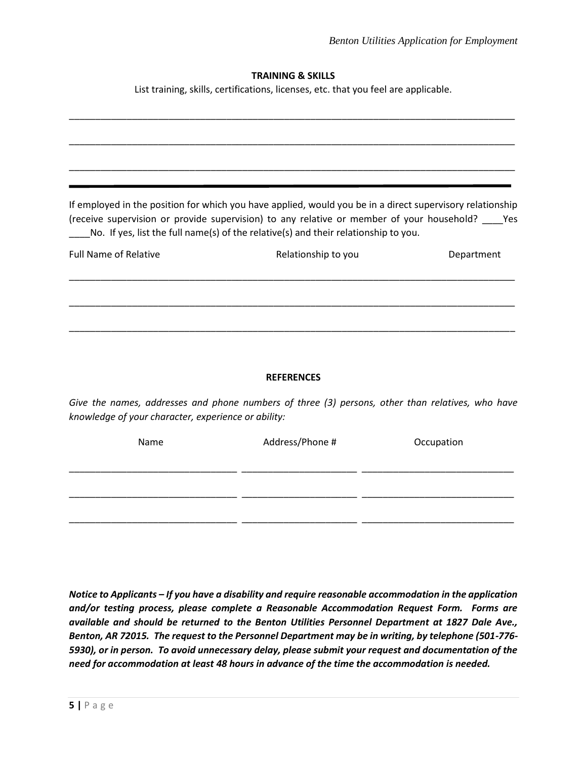## TRAINING & SKILLS

List training, skills, certifications, licenses, etc. that you feel are applicable.

_______________________________________________________________________________________

_______________________________________________________________________________________

_______________________________________________________________________________________

---

If employed in the position for which you have applied, would you be in a direct supervisory relationship (receive supervision or provide supervision) to any relative or member of your household? ____Yes ____No. If yes, list the full name(s) of the relative(s) and their relationship to you.

| Full Name of Relative | Relationship to you | Department |
|---|---|---|
| | | |
| | | |
| | | |

## REFERENCES

*Give the names, addresses and phone numbers of three (3) persons, other than relatives, who have knowledge of your character, experience or ability:*

| Name | Address/Phone # | Occupation |
|---|---|---|
| | | |
| | | |
| | | |

***Notice to Applicants – If you have a disability and require reasonable accommodation in the application and/or testing process, please complete a Reasonable Accommodation Request Form. Forms are available and should be returned to the Benton Utilities Personnel Department at 1827 Dale Ave., Benton, AR 72015. The request to the Personnel Department may be in writing, by telephone (501-776-5930), or in person. To avoid unnecessary delay, please submit your request and documentation of the need for accommodation at least 48 hours in advance of the time the accommodation is needed.***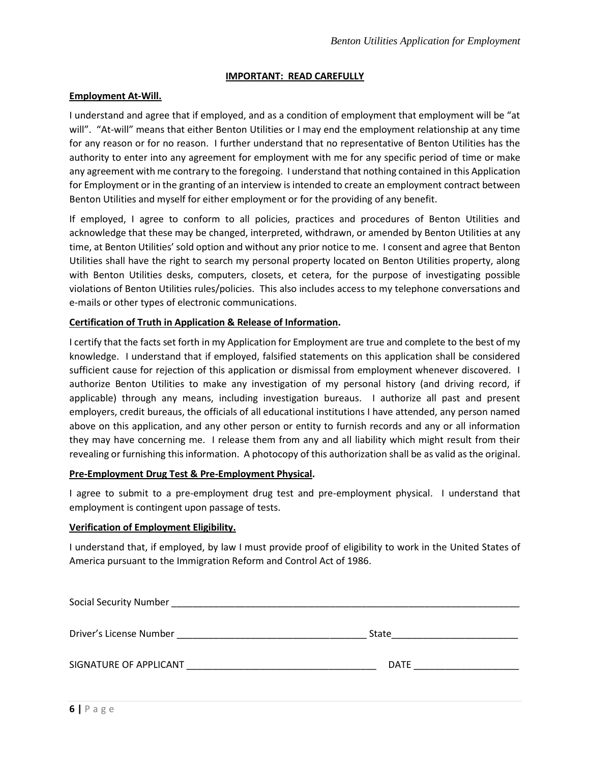**IMPORTANT: READ CAREFULLY**

**Employment At-Will.**

I understand and agree that if employed, and as a condition of employment that employment will be "at will". "At-will" means that either Benton Utilities or I may end the employment relationship at any time for any reason or for no reason. I further understand that no representative of Benton Utilities has the authority to enter into any agreement for employment with me for any specific period of time or make any agreement with me contrary to the foregoing. I understand that nothing contained in this Application for Employment or in the granting of an interview is intended to create an employment contract between Benton Utilities and myself for either employment or for the providing of any benefit.

If employed, I agree to conform to all policies, practices and procedures of Benton Utilities and acknowledge that these may be changed, interpreted, withdrawn, or amended by Benton Utilities at any time, at Benton Utilities' sold option and without any prior notice to me. I consent and agree that Benton Utilities shall have the right to search my personal property located on Benton Utilities property, along with Benton Utilities desks, computers, closets, et cetera, for the purpose of investigating possible violations of Benton Utilities rules/policies. This also includes access to my telephone conversations and e-mails or other types of electronic communications.

**Certification of Truth in Application & Release of Information.**

I certify that the facts set forth in my Application for Employment are true and complete to the best of my knowledge. I understand that if employed, falsified statements on this application shall be considered sufficient cause for rejection of this application or dismissal from employment whenever discovered. I authorize Benton Utilities to make any investigation of my personal history (and driving record, if applicable) through any means, including investigation bureaus. I authorize all past and present employers, credit bureaus, the officials of all educational institutions I have attended, any person named above on this application, and any other person or entity to furnish records and any or all information they may have concerning me. I release them from any and all liability which might result from their revealing or furnishing this information. A photocopy of this authorization shall be as valid as the original.

**Pre-Employment Drug Test & Pre-Employment Physical.**

I agree to submit to a pre-employment drug test and pre-employment physical. I understand that employment is contingent upon passage of tests.

**Verification of Employment Eligibility.**

I understand that, if employed, by law I must provide proof of eligibility to work in the United States of America pursuant to the Immigration Reform and Control Act of 1986.

Social Security Number ____________________________________________

Driver's License Number ______________________________ State____________________

SIGNATURE OF APPLICANT ______________________________ DATE ________________